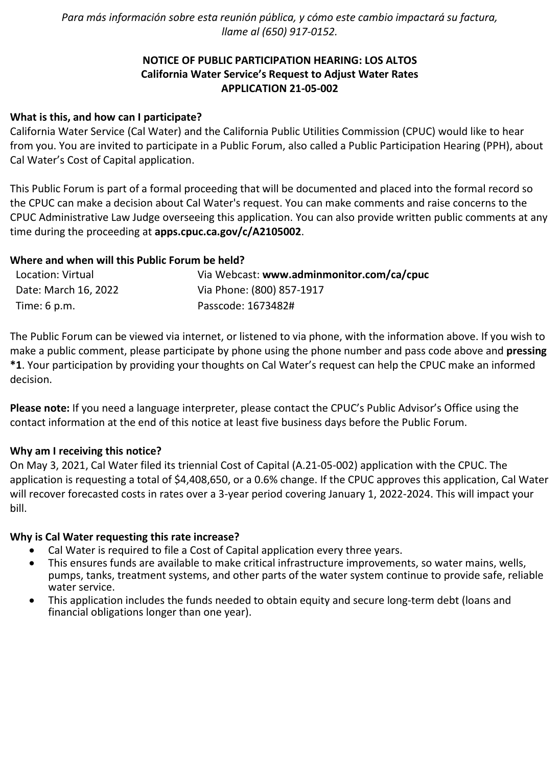*Para más información sobre esta reunión pública, y cómo este cambio impactará su factura, llame al (650) 917-0152.*

**NOTICE OF PUBLIC PARTICIPATION HEARING: LOS ALTOS**
**California Water Service's Request to Adjust Water Rates**
**APPLICATION 21-05-002**

**What is this, and how can I participate?**

California Water Service (Cal Water) and the California Public Utilities Commission (CPUC) would like to hear from you. You are invited to participate in a Public Forum, also called a Public Participation Hearing (PPH), about Cal Water's Cost of Capital application.

This Public Forum is part of a formal proceeding that will be documented and placed into the formal record so the CPUC can make a decision about Cal Water's request. You can make comments and raise concerns to the CPUC Administrative Law Judge overseeing this application. You can also provide written public comments at any time during the proceeding at **apps.cpuc.ca.gov/c/A2105002**.

**Where and when will this Public Forum be held?**

| | |
|---|---|
| Location: Virtual | Via Webcast: **www.adminmonitor.com/ca/cpuc** |
| Date: March 16, 2022 | Via Phone: (800) 857-1917 |
| Time: 6 p.m. | Passcode: 1673482# |

The Public Forum can be viewed via internet, or listened to via phone, with the information above. If you wish to make a public comment, please participate by phone using the phone number and pass code above and **pressing *1**. Your participation by providing your thoughts on Cal Water's request can help the CPUC make an informed decision.

**Please note:** If you need a language interpreter, please contact the CPUC's Public Advisor's Office using the contact information at the end of this notice at least five business days before the Public Forum.

**Why am I receiving this notice?**

On May 3, 2021, Cal Water filed its triennial Cost of Capital (A.21-05-002) application with the CPUC. The application is requesting a total of $4,408,650, or a 0.6% change. If the CPUC approves this application, Cal Water will recover forecasted costs in rates over a 3-year period covering January 1, 2022-2024. This will impact your bill.

**Why is Cal Water requesting this rate increase?**

- Cal Water is required to file a Cost of Capital application every three years.
- This ensures funds are available to make critical infrastructure improvements, so water mains, wells, pumps, tanks, treatment systems, and other parts of the water system continue to provide safe, reliable water service.
- This application includes the funds needed to obtain equity and secure long-term debt (loans and financial obligations longer than one year).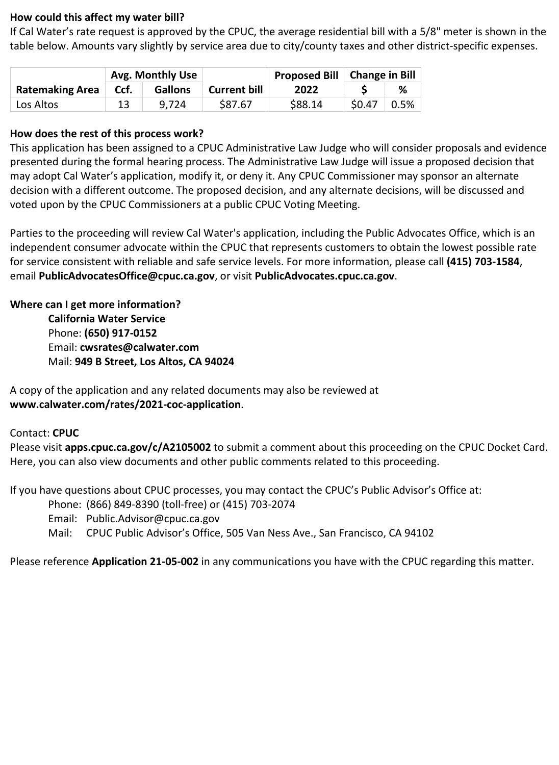### How could this affect my water bill?

If Cal Water's rate request is approved by the CPUC, the average residential bill with a 5/8" meter is shown in the table below. Amounts vary slightly by service area due to city/county taxes and other district-specific expenses.

| | Avg. Monthly Use | | | Proposed Bill | Change in Bill | |
|---|---|---|---|---|---|---|
| Ratemaking Area | Ccf. | Gallons | Current bill | 2022 | $ | % |
| Los Altos | 13 | 9,724 | $87.67 | $88.14 | $0.47 | 0.5% |

### How does the rest of this process work?

This application has been assigned to a CPUC Administrative Law Judge who will consider proposals and evidence presented during the formal hearing process. The Administrative Law Judge will issue a proposed decision that may adopt Cal Water's application, modify it, or deny it. Any CPUC Commissioner may sponsor an alternate decision with a different outcome. The proposed decision, and any alternate decisions, will be discussed and voted upon by the CPUC Commissioners at a public CPUC Voting Meeting.

Parties to the proceeding will review Cal Water's application, including the Public Advocates Office, which is an independent consumer advocate within the CPUC that represents customers to obtain the lowest possible rate for service consistent with reliable and safe service levels. For more information, please call **(415) 703-1584**, email **PublicAdvocatesOffice@cpuc.ca.gov**, or visit **PublicAdvocates.cpuc.ca.gov**.

### Where can I get more information?

**California Water Service**
Phone: **(650) 917-0152**
Email: **cwsrates@calwater.com**
Mail: **949 B Street, Los Altos, CA 94024**

A copy of the application and any related documents may also be reviewed at **www.calwater.com/rates/2021-coc-application**.

Contact: **CPUC**
Please visit **apps.cpuc.ca.gov/c/A2105002** to submit a comment about this proceeding on the CPUC Docket Card. Here, you can also view documents and other public comments related to this proceeding.

If you have questions about CPUC processes, you may contact the CPUC's Public Advisor's Office at:

Phone: (866) 849-8390 (toll-free) or (415) 703-2074
Email: Public.Advisor@cpuc.ca.gov
Mail: CPUC Public Advisor's Office, 505 Van Ness Ave., San Francisco, CA 94102

Please reference **Application 21-05-002** in any communications you have with the CPUC regarding this matter.